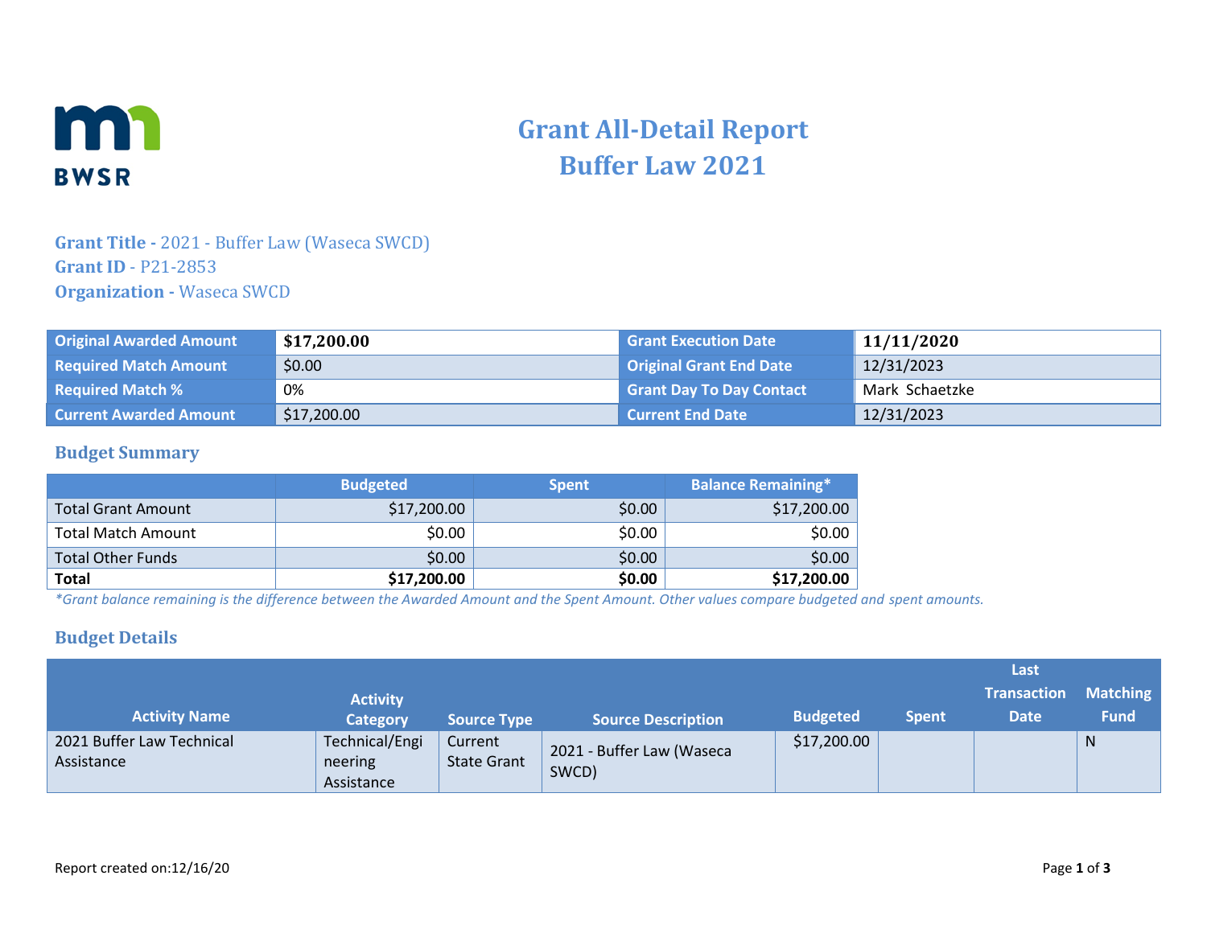# Grant All-Detail Report
# Buffer Law 2021

**Grant Title -** 2021 - Buffer Law (Waseca SWCD)
**Grant ID** - P21-2853
**Organization -** Waseca SWCD

| | | | |
|---|---|---|---|
| **Original Awarded Amount** | **$17,200.00** | **Grant Execution Date** | **11/11/2020** |
| **Required Match Amount** | $0.00 | **Original Grant End Date** | 12/31/2023 |
| **Required Match %** | 0% | **Grant Day To Day Contact** | Mark Schaetzke |
| **Current Awarded Amount** | $17,200.00 | **Current End Date** | 12/31/2023 |

## Budget Summary

| | Budgeted | Spent | Balance Remaining* |
|---|---|---|---|
| Total Grant Amount | $17,200.00 | $0.00 | $17,200.00 |
| Total Match Amount | $0.00 | $0.00 | $0.00 |
| Total Other Funds | $0.00 | $0.00 | $0.00 |
| **Total** | **$17,200.00** | **$0.00** | **$17,200.00** |

*\*Grant balance remaining is the difference between the Awarded Amount and the Spent Amount. Other values compare budgeted and spent amounts.*

## Budget Details

| Activity Name | Activity Category | Source Type | Source Description | Budgeted | Spent | Last Transaction Date | Matching Fund |
|---|---|---|---|---|---|---|---|
| 2021 Buffer Law Technical Assistance | Technical/Engineering Assistance | Current State Grant | 2021 - Buffer Law (Waseca SWCD) | $17,200.00 | | | N |

Report created on:12/16/20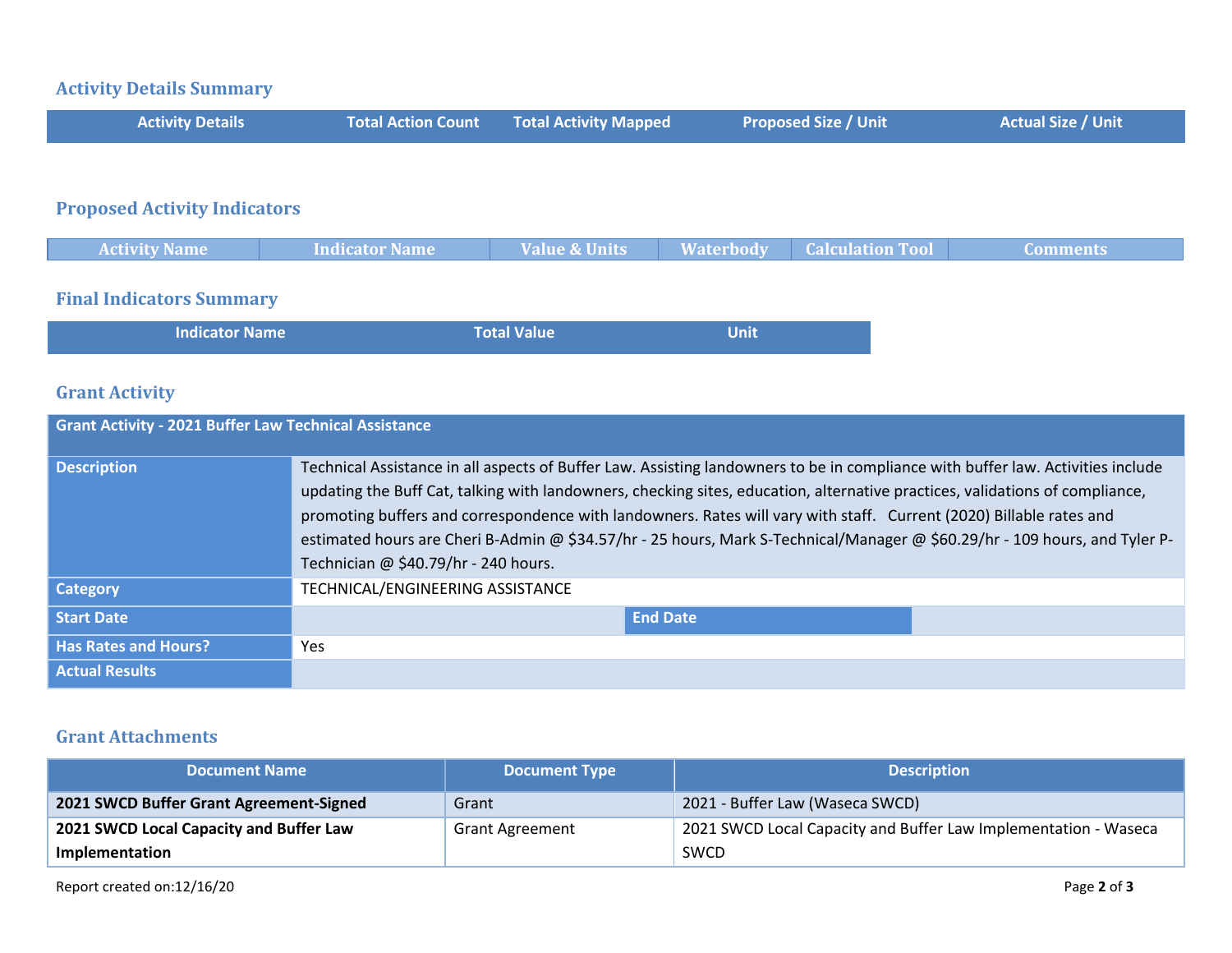## Activity Details Summary

| Activity Details | Total Action Count | Total Activity Mapped | Proposed Size / Unit | Actual Size / Unit |
| --- | --- | --- | --- | --- |

## Proposed Activity Indicators

| Activity Name | Indicator Name | Value & Units | Waterbody | Calculation Tool | Comments |
| --- | --- | --- | --- | --- | --- |

## Final Indicators Summary

| Indicator Name | Total Value | Unit |
| --- | --- | --- |

## Grant Activity

| Grant Activity - 2021 Buffer Law Technical Assistance | | | |
| --- | --- | --- | --- |
| **Description** | Technical Assistance in all aspects of Buffer Law. Assisting landowners to be in compliance with buffer law. Activities include updating the Buff Cat, talking with landowners, checking sites, education, alternative practices, validations of compliance, promoting buffers and correspondence with landowners. Rates will vary with staff. Current (2020) Billable rates and estimated hours are Cheri B-Admin @ $34.57/hr - 25 hours, Mark S-Technical/Manager @ $60.29/hr - 109 hours, and Tyler P-Technician @ $40.79/hr - 240 hours. | | |
| **Category** | TECHNICAL/ENGINEERING ASSISTANCE | | |
| **Start Date** | | **End Date** | |
| **Has Rates and Hours?** | Yes | | |
| **Actual Results** | | | |

## Grant Attachments

| Document Name | Document Type | Description |
| --- | --- | --- |
| **2021 SWCD Buffer Grant Agreement-Signed** | Grant | 2021 - Buffer Law (Waseca SWCD) |
| **2021 SWCD Local Capacity and Buffer Law Implementation** | Grant Agreement | 2021 SWCD Local Capacity and Buffer Law Implementation - Waseca SWCD |

Report created on:12/16/20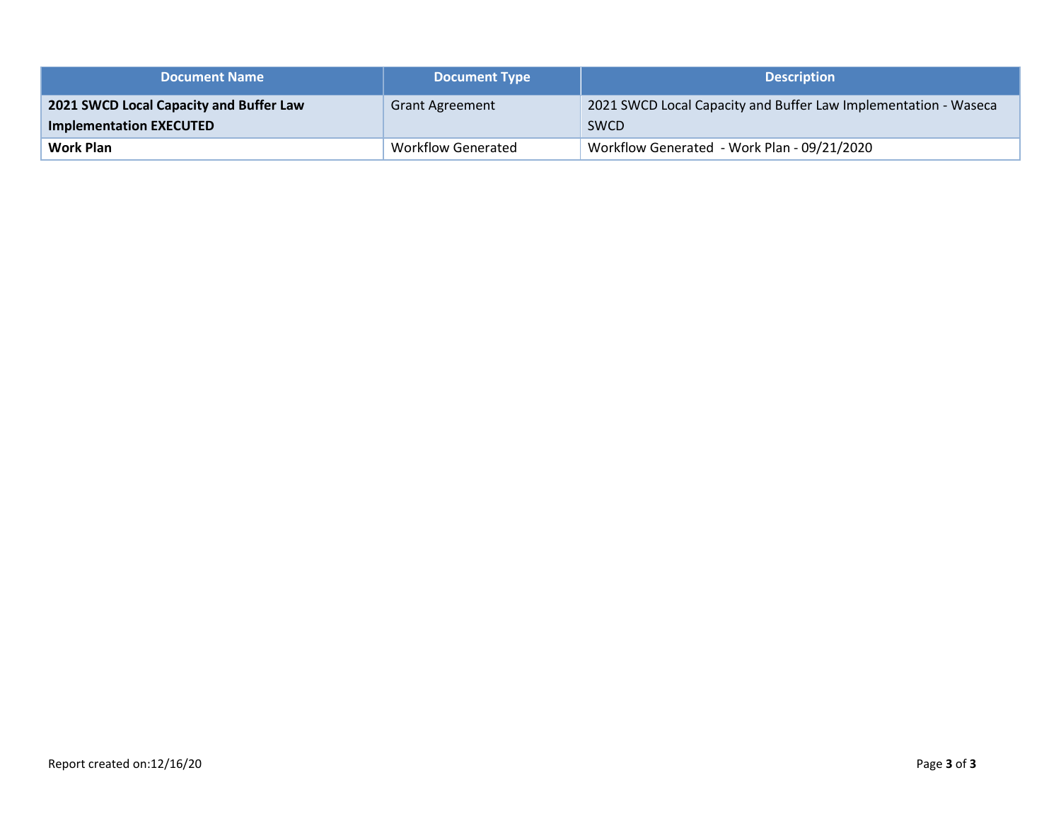| Document Name | Document Type | Description |
|---|---|---|
| **2021 SWCD Local Capacity and Buffer Law Implementation EXECUTED** | Grant Agreement | 2021 SWCD Local Capacity and Buffer Law Implementation - Waseca SWCD |
| **Work Plan** | Workflow Generated | Workflow Generated - Work Plan - 09/21/2020 |

Report created on:12/16/20